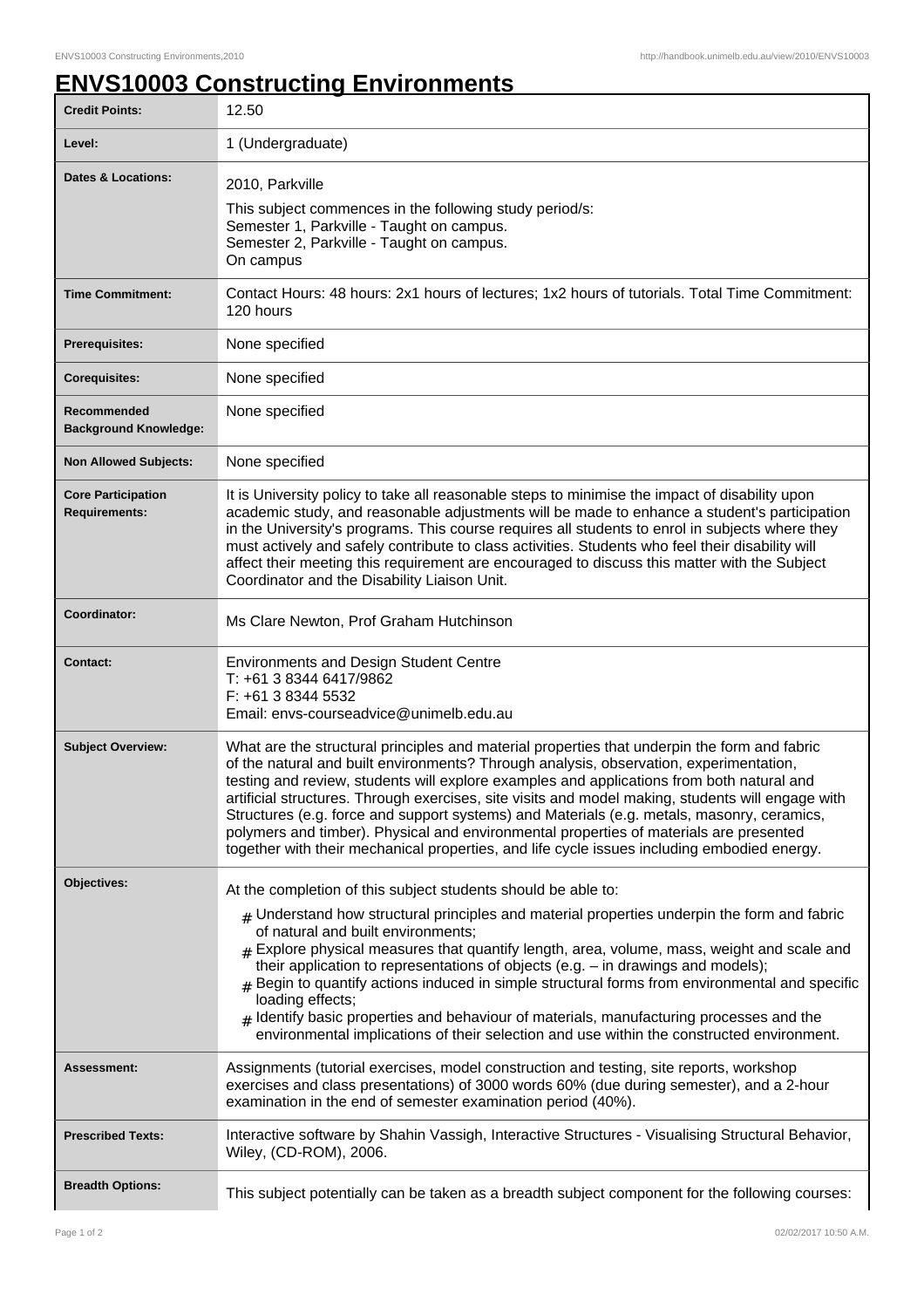# ENVS10003 Constructing Environments

| | |
|---|---|
| **Credit Points:** | 12.50 |
| **Level:** | 1 (Undergraduate) |
| **Dates & Locations:** | 2010, Parkville<br>This subject commences in the following study period/s:<br>Semester 1, Parkville - Taught on campus.<br>Semester 2, Parkville - Taught on campus.<br>On campus |
| **Time Commitment:** | Contact Hours: 48 hours: 2x1 hours of lectures; 1x2 hours of tutorials. Total Time Commitment: 120 hours |
| **Prerequisites:** | None specified |
| **Corequisites:** | None specified |
| **Recommended Background Knowledge:** | None specified |
| **Non Allowed Subjects:** | None specified |
| **Core Participation Requirements:** | It is University policy to take all reasonable steps to minimise the impact of disability upon academic study, and reasonable adjustments will be made to enhance a student's participation in the University's programs. This course requires all students to enrol in subjects where they must actively and safely contribute to class activities. Students who feel their disability will affect their meeting this requirement are encouraged to discuss this matter with the Subject Coordinator and the Disability Liaison Unit. |
| **Coordinator:** | Ms Clare Newton, Prof Graham Hutchinson |
| **Contact:** | Environments and Design Student Centre<br>T: +61 3 8344 6417/9862<br>F: +61 3 8344 5532<br>Email: envs-courseadvice@unimelb.edu.au |
| **Subject Overview:** | What are the structural principles and material properties that underpin the form and fabric of the natural and built environments? Through analysis, observation, experimentation, testing and review, students will explore examples and applications from both natural and artificial structures. Through exercises, site visits and model making, students will engage with Structures (e.g. force and support systems) and Materials (e.g. metals, masonry, ceramics, polymers and timber). Physical and environmental properties of materials are presented together with their mechanical properties, and life cycle issues including embodied energy. |
| **Objectives:** | At the completion of this subject students should be able to:<br># Understand how structural principles and material properties underpin the form and fabric of natural and built environments;<br># Explore physical measures that quantify length, area, volume, mass, weight and scale and their application to representations of objects (e.g. – in drawings and models);<br># Begin to quantify actions induced in simple structural forms from environmental and specific loading effects;<br># Identify basic properties and behaviour of materials, manufacturing processes and the environmental implications of their selection and use within the constructed environment. |
| **Assessment:** | Assignments (tutorial exercises, model construction and testing, site reports, workshop exercises and class presentations) of 3000 words 60% (due during semester), and a 2-hour examination in the end of semester examination period (40%). |
| **Prescribed Texts:** | Interactive software by Shahin Vassigh, Interactive Structures - Visualising Structural Behavior, Wiley, (CD-ROM), 2006. |
| **Breadth Options:** | This subject potentially can be taken as a breadth subject component for the following courses: |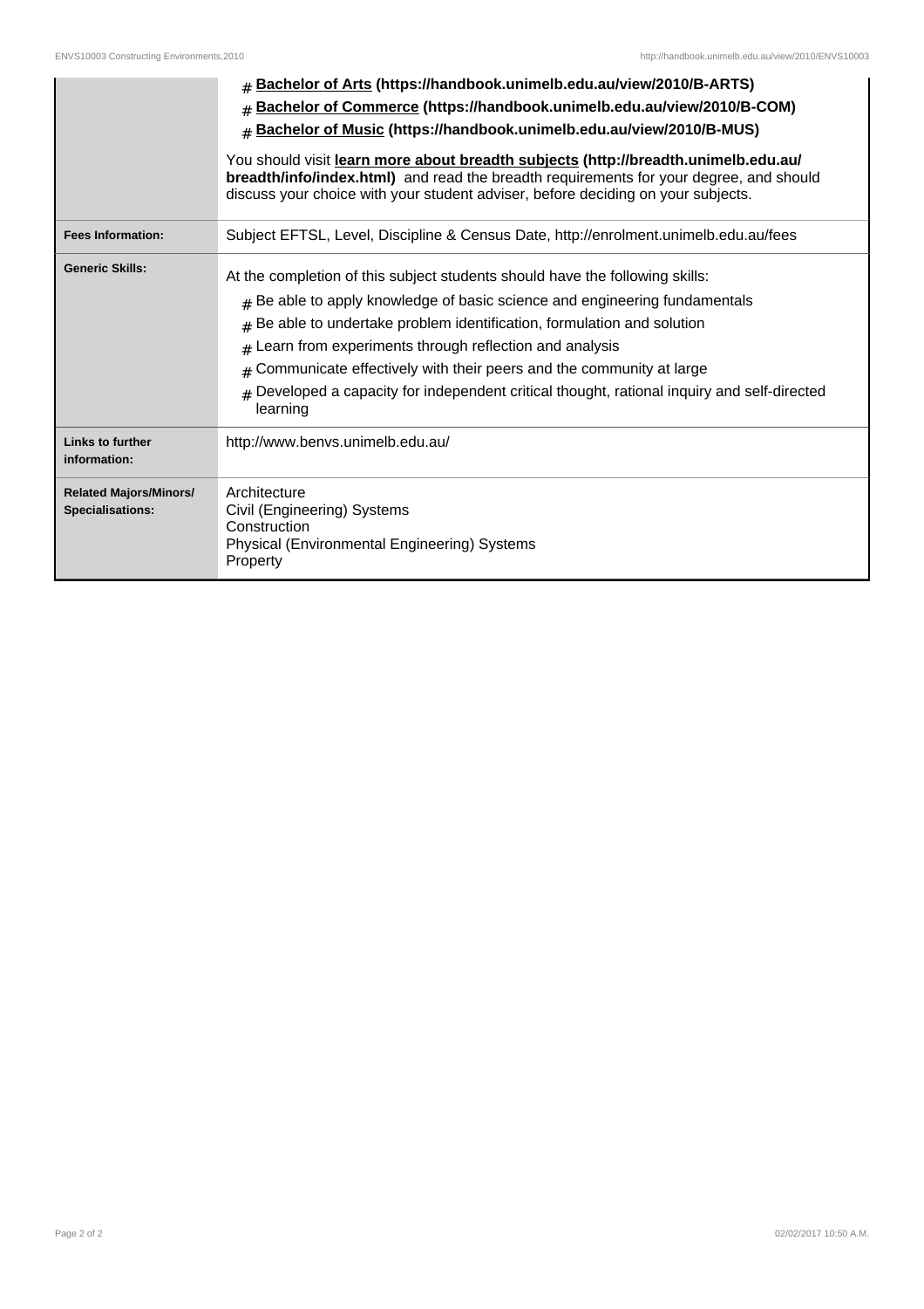| | |
|---|---|
| | - **Bachelor of Arts (https://handbook.unimelb.edu.au/view/2010/B-ARTS)**<br>- **Bachelor of Commerce (https://handbook.unimelb.edu.au/view/2010/B-COM)**<br>- **Bachelor of Music (https://handbook.unimelb.edu.au/view/2010/B-MUS)**<br><br>You should visit **learn more about breadth subjects (http://breadth.unimelb.edu.au/breadth/info/index.html)** and read the breadth requirements for your degree, and should discuss your choice with your student adviser, before deciding on your subjects. |
| **Fees Information:** | Subject EFTSL, Level, Discipline & Census Date, http://enrolment.unimelb.edu.au/fees |
| **Generic Skills:** | At the completion of this subject students should have the following skills:<br>- Be able to apply knowledge of basic science and engineering fundamentals<br>- Be able to undertake problem identification, formulation and solution<br>- Learn from experiments through reflection and analysis<br>- Communicate effectively with their peers and the community at large<br>- Developed a capacity for independent critical thought, rational inquiry and self-directed learning |
| **Links to further information:** | http://www.benvs.unimelb.edu.au/ |
| **Related Majors/Minors/ Specialisations:** | Architecture<br>Civil (Engineering) Systems<br>Construction<br>Physical (Environmental Engineering) Systems<br>Property |